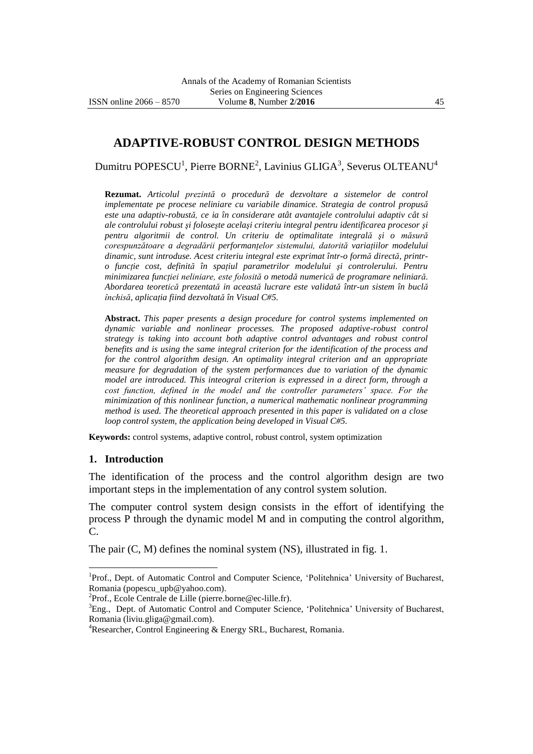# ADAPTIVE-ROBUST CONTROL DESIGN METHODS

Dumitru POPESCU[1], Pierre BORNE[2], Lavinius GLIGA[3], Severus OLTEANU[4]

**Rezumat.** *Articolul prezintă o procedură de dezvoltare a sistemelor de control implementate pe procese neliniare cu variabile dinamice. Strategia de control propusă este una adaptiv-robustă, ce ia în considerare atât avantajele controlului adaptiv cât si ale controlului robust şi foloseşte acelaşi criteriu integral pentru identificarea procesor şi pentru algoritmii de control. Un criteriu de optimalitate integrală şi o măsură corespunzătoare a degradării performanțelor sistemului, datorită variațiilor modelului dinamic, sunt introduse. Acest criteriu integral este exprimat într-o formă directă, printr-o funcție cost, definită în spațiul parametrilor modelului şi controlerului. Pentru minimizarea funcției neliniare, este folosită o metodă numerică de programare neliniară. Abordarea teoretică prezentată in această lucrare este validată într-un sistem în buclă închisă, aplicația fiind dezvoltată în Visual C#5.*

**Abstract.** *This paper presents a design procedure for control systems implemented on dynamic variable and nonlinear processes. The proposed adaptive-robust control strategy is taking into account both adaptive control advantages and robust control benefits and is using the same integral criterion for the identification of the process and for the control algorithm design. An optimality integral criterion and an appropriate measure for degradation of the system performances due to variation of the dynamic model are introduced. This inteogral criterion is expressed in a direct form, through a cost function, defined in the model and the controller parameters' space. For the minimization of this nonlinear function, a numerical mathematic nonlinear programming method is used. The theoretical approach presented in this paper is validated on a close loop control system, the application being developed in Visual C#5.*

**Keywords:** control systems, adaptive control, robust control, system optimization

## 1. Introduction

The identification of the process and the control algorithm design are two important steps in the implementation of any control system solution.

The computer control system design consists in the effort of identifying the process P through the dynamic model M and in computing the control algorithm, C.

The pair (C, M) defines the nominal system (NS), illustrated in fig. 1.

---

[1]Prof., Dept. of Automatic Control and Computer Science, 'Politehnica' University of Bucharest, Romania (popescu_upb@yahoo.com).

[2]Prof., Ecole Centrale de Lille (pierre.borne@ec-lille.fr).

[3]Eng., Dept. of Automatic Control and Computer Science, 'Politehnica' University of Bucharest, Romania (liviu.gliga@gmail.com).

[4]Researcher, Control Engineering & Energy SRL, Bucharest, Romania.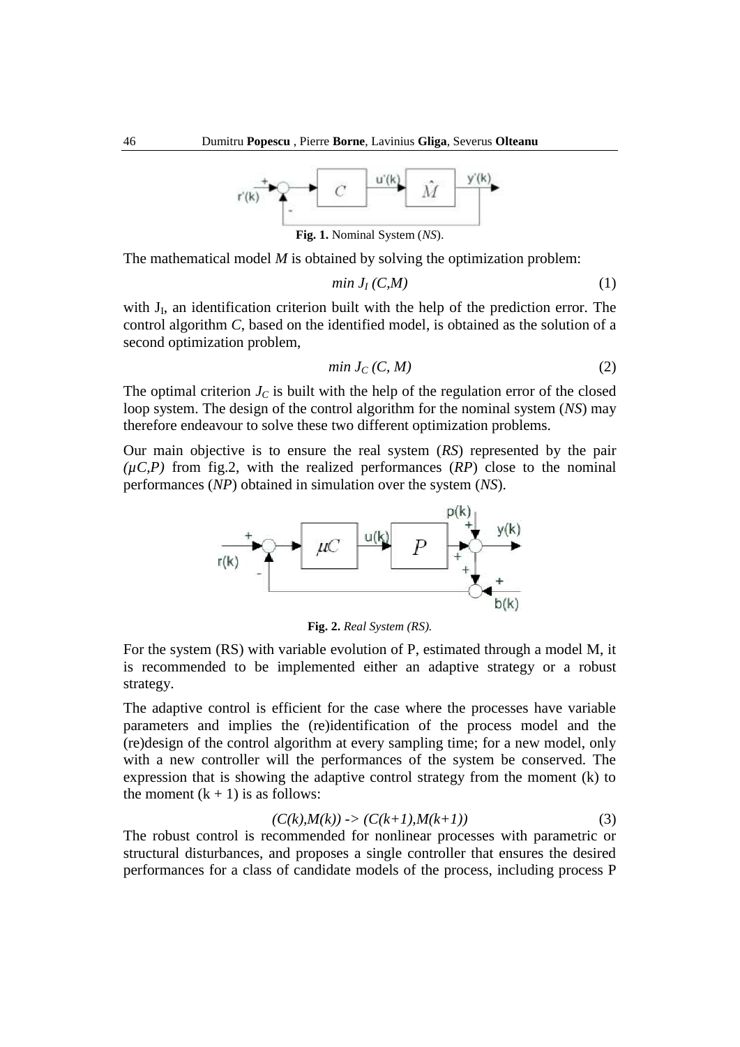**Fig. 1.** Nominal System (*NS*).

The mathematical model *M* is obtained by solving the optimization problem:

$$min\ J_I\ (C,M) \tag{1}$$

with $J_I$, an identification criterion built with the help of the prediction error. The control algorithm *C*, based on the identified model, is obtained as the solution of a second optimization problem,

$$min\ J_C\ (C,\ M) \tag{2}$$

The optimal criterion $J_C$ is built with the help of the regulation error of the closed loop system. The design of the control algorithm for the nominal system (*NS*) may therefore endeavour to solve these two different optimization problems.

Our main objective is to ensure the real system (*RS*) represented by the pair *(μC,P)* from fig.2, with the realized performances (*RP*) close to the nominal performances (*NP*) obtained in simulation over the system (*NS*).

**Fig. 2.** *Real System (RS).*

For the system (RS) with variable evolution of P, estimated through a model M, it is recommended to be implemented either an adaptive strategy or a robust strategy.

The adaptive control is efficient for the case where the processes have variable parameters and implies the (re)identification of the process model and the (re)design of the control algorithm at every sampling time; for a new model, only with a new controller will the performances of the system be conserved. The expression that is showing the adaptive control strategy from the moment (k) to the moment (k + 1) is as follows:

$$(C(k),M(k)) \rightarrow (C(k+1),M(k+1)) \tag{3}$$

The robust control is recommended for nonlinear processes with parametric or structural disturbances, and proposes a single controller that ensures the desired performances for a class of candidate models of the process, including process P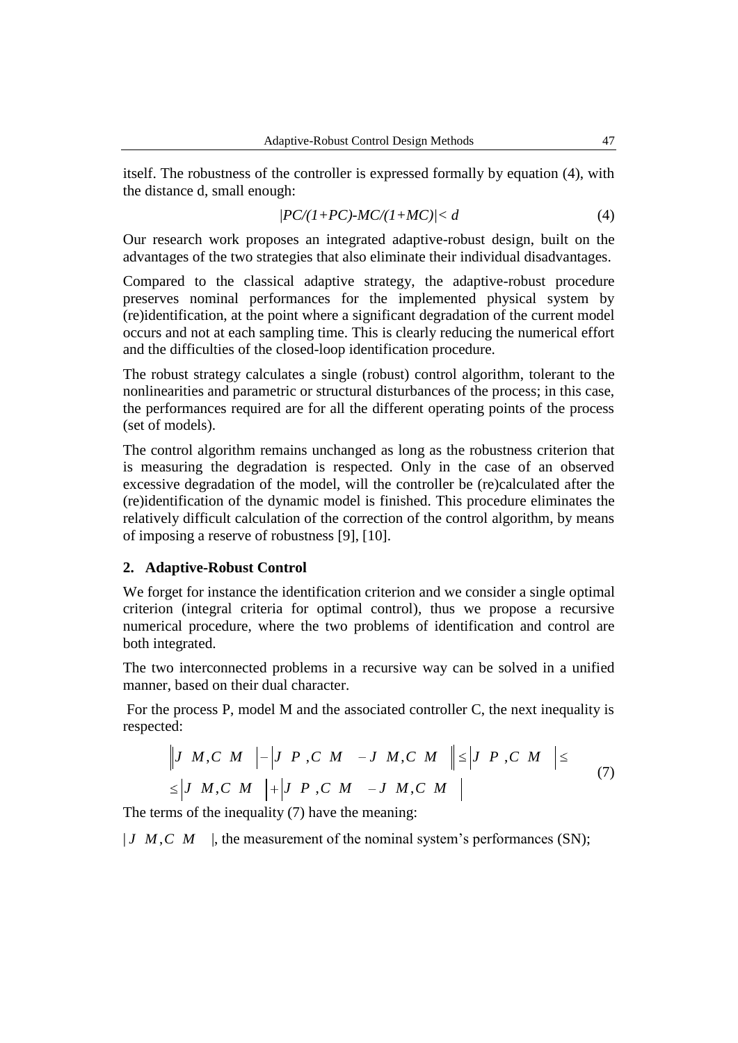itself. The robustness of the controller is expressed formally by equation (4), with the distance d, small enough:

$$|PC/(1+PC)-MC/(1+MC)|< d \tag{4}$$

Our research work proposes an integrated adaptive-robust design, built on the advantages of the two strategies that also eliminate their individual disadvantages.

Compared to the classical adaptive strategy, the adaptive-robust procedure preserves nominal performances for the implemented physical system by (re)identification, at the point where a significant degradation of the current model occurs and not at each sampling time. This is clearly reducing the numerical effort and the difficulties of the closed-loop identification procedure.

The robust strategy calculates a single (robust) control algorithm, tolerant to the nonlinearities and parametric or structural disturbances of the process; in this case, the performances required are for all the different operating points of the process (set of models).

The control algorithm remains unchanged as long as the robustness criterion that is measuring the degradation is respected. Only in the case of an observed excessive degradation of the model, will the controller be (re)calculated after the (re)identification of the dynamic model is finished. This procedure eliminates the relatively difficult calculation of the correction of the control algorithm, by means of imposing a reserve of robustness [9], [10].

## 2. Adaptive-Robust Control

We forget for instance the identification criterion and we consider a single optimal criterion (integral criteria for optimal control), thus we propose a recursive numerical procedure, where the two problems of identification and control are both integrated.

The two interconnected problems in a recursive way can be solved in a unified manner, based on their dual character.

For the process P, model M and the associated controller C, the next inequality is respected:

$$\begin{aligned} &\Big| |J\ \ M,C\ \ M\ \ | - |J\ \ P\ ,C\ \ M\ \ -J\ \ M,C\ \ M\ \ | \Big| \leq |J\ \ P\ ,C\ \ M\ \ | \leq \\ &\leq |J\ \ M,C\ \ M\ \ | + |J\ \ P\ ,C\ \ M\ \ -J\ \ M,C\ \ M\ \ | \end{aligned} \tag{7}$$

The terms of the inequality (7) have the meaning:

$|J\ \ M,C\ \ M\ \ |$, the measurement of the nominal system's performances (SN);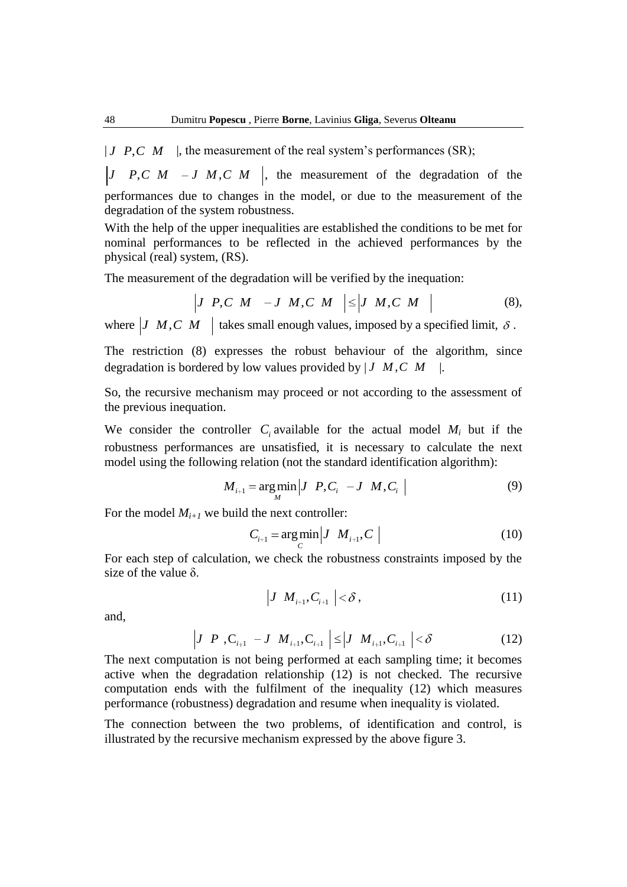$|J\ \ P,C\ \ M\ \ \ |$, the measurement of the real system's performances (SR);

$\left|J\ \ \ P,C\ \ M\ \ -J\ \ M,C\ \ M\ \ \right|$, the measurement of the degradation of the performances due to changes in the model, or due to the measurement of the degradation of the system robustness.

With the help of the upper inequalities are established the conditions to be met for nominal performances to be reflected in the achieved performances by the physical (real) system, (RS).

The measurement of the degradation will be verified by the inequation:

$$\left|J\ \ P,C\ \ M\ \ \ -J\ \ M,C\ \ M\ \ \right| \leq \left|J\ \ M,C\ \ M\ \ \right| \qquad (8),$$

where $\left|J\ \ M,C\ \ M\ \ \right|$ takes small enough values, imposed by a specified limit, $\delta$.

The restriction (8) expresses the robust behaviour of the algorithm, since degradation is bordered by low values provided by $|J\ \ M,C\ \ M\ \ \ |$.

So, the recursive mechanism may proceed or not according to the assessment of the previous inequation.

We consider the controller $C_i$ available for the actual model $M_i$ but if the robustness performances are unsatisfied, it is necessary to calculate the next model using the following relation (not the standard identification algorithm):

$$M_{i+1} = \arg\min_{M} \left|J\ \ P,C_i\ \ -J\ \ M,C_i\ \ \right| \qquad (9)$$

For the model $M_{i+1}$ we build the next controller:

$$C_{i+1} = \arg\min_{C} \left|J\ \ M_{i+1},C\ \ \right| \qquad (10)$$

For each step of calculation, we check the robustness constraints imposed by the size of the value $\delta$.

$$\left|J\ \ M_{i+1},C_{i+1}\ \ \right| < \delta, \qquad (11)$$

and,

$$\left|J\ \ P\ \ ,C_{i+1}\ \ -J\ \ M_{i+1},C_{i+1}\ \ \right| \leq \left|J\ \ M_{i+1},C_{i+1}\ \ \right| < \delta \qquad (12)$$

The next computation is not being performed at each sampling time; it becomes active when the degradation relationship (12) is not checked. The recursive computation ends with the fulfilment of the inequality (12) which measures performance (robustness) degradation and resume when inequality is violated.

The connection between the two problems, of identification and control, is illustrated by the recursive mechanism expressed by the above figure 3.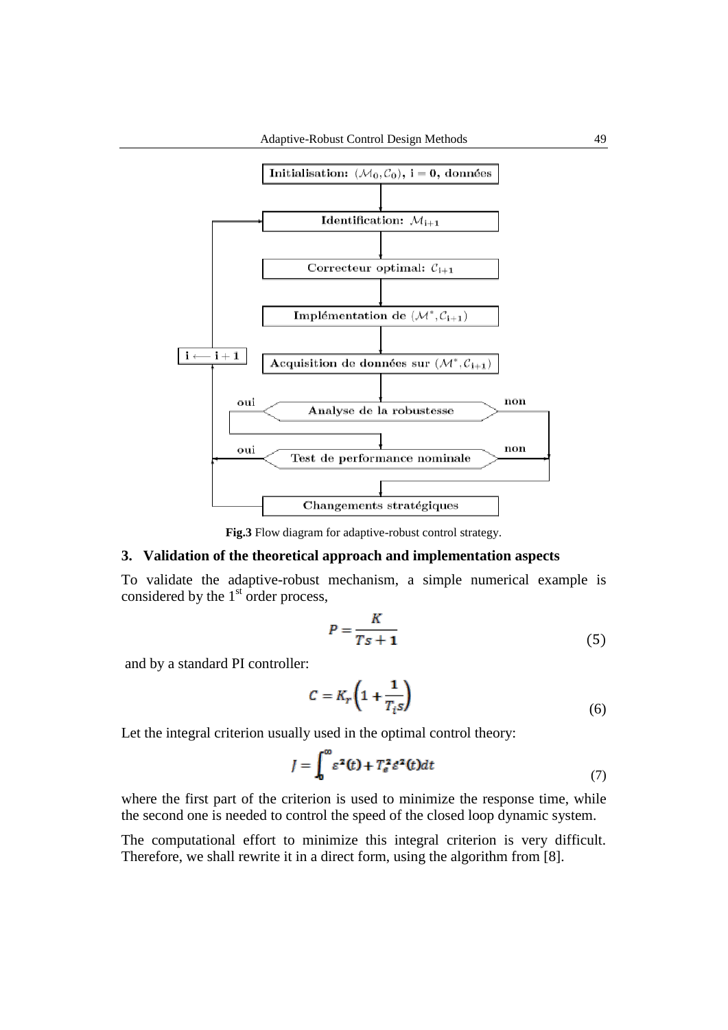**Fig.3** Flow diagram for adaptive-robust control strategy.

## 3. Validation of the theoretical approach and implementation aspects

To validate the adaptive-robust mechanism, a simple numerical example is considered by the 1st order process,

$$P = \frac{K}{Ts + 1} \tag{5}$$

and by a standard PI controller:

$$C = K_r\left(1 + \frac{1}{T_i s}\right) \tag{6}$$

Let the integral criterion usually used in the optimal control theory:

$$J = \int_0^{\infty} \varepsilon^2(t) + T_s^2 \varepsilon^2(t) dt \tag{7}$$

where the first part of the criterion is used to minimize the response time, while the second one is needed to control the speed of the closed loop dynamic system.

The computational effort to minimize this integral criterion is very difficult. Therefore, we shall rewrite it in a direct form, using the algorithm from [8].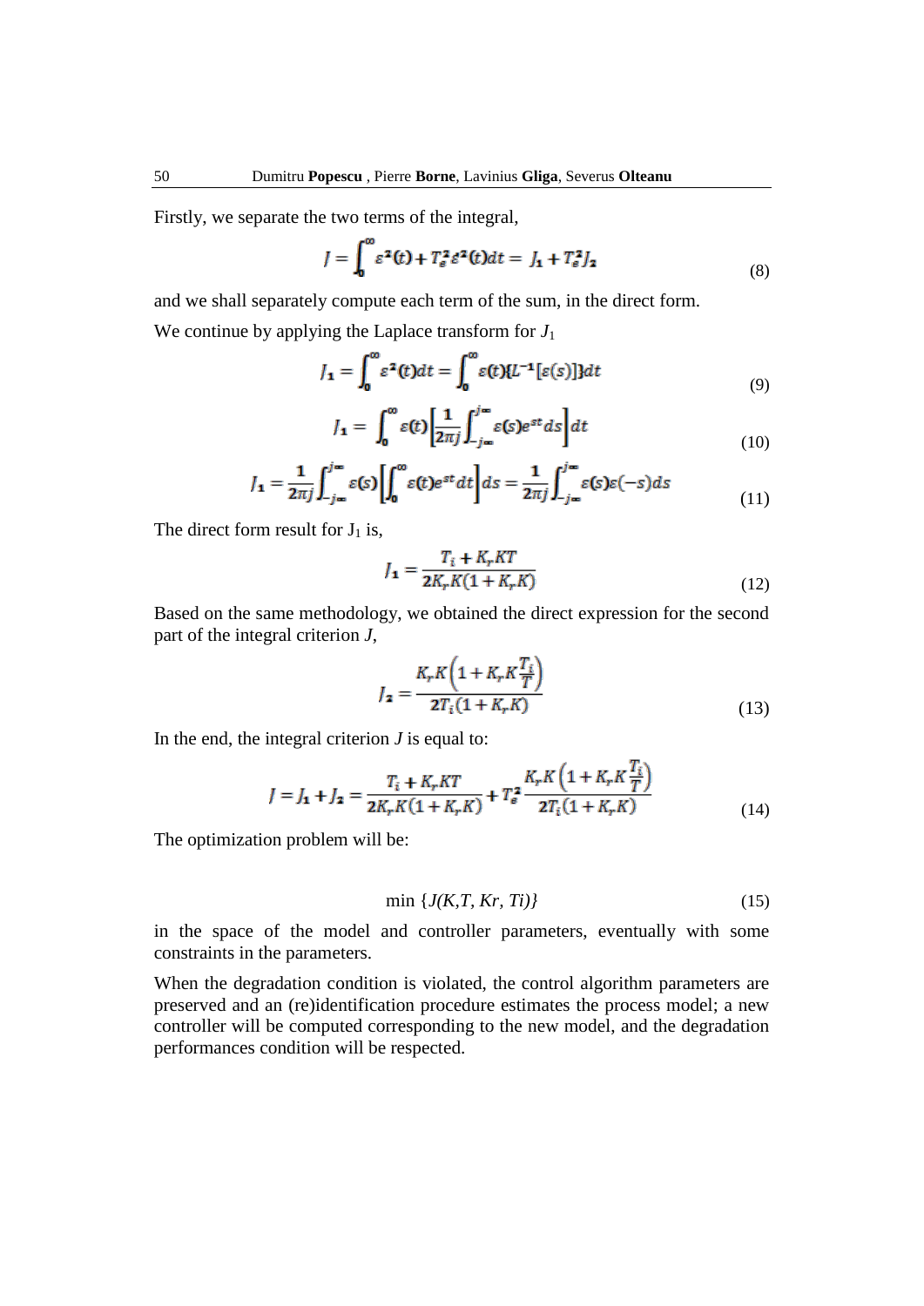Firstly, we separate the two terms of the integral,

$$J = \int_0^\infty \varepsilon^2(t) + T_\varepsilon^2 \dot{\varepsilon}^2(t) dt = J_1 + T_\varepsilon^2 J_2 \tag{8}$$

and we shall separately compute each term of the sum, in the direct form.

We continue by applying the Laplace transform for $J_1$

$$J_1 = \int_0^\infty \varepsilon^2(t) dt = \int_0^\infty \varepsilon(t) \{L^{-1}[\varepsilon(s)]\} dt \tag{9}$$

$$J_1 = \int_0^\infty \varepsilon(t) \left[ \frac{1}{2\pi j} \int_{-j\infty}^{j\infty} \varepsilon(s) e^{st} ds \right] dt \tag{10}$$

$$J_1 = \frac{1}{2\pi j} \int_{-j\infty}^{j\infty} \varepsilon(s) \left[ \int_0^\infty \varepsilon(t) e^{st} dt \right] ds = \frac{1}{2\pi j} \int_{-j\infty}^{j\infty} \varepsilon(s) \varepsilon(-s) ds \tag{11}$$

The direct form result for $J_1$ is,

$$J_1 = \frac{T_i + K_r K T}{2 K_r K (1 + K_r K)} \tag{12}$$

Based on the same methodology, we obtained the direct expression for the second part of the integral criterion $J$,

$$J_2 = \frac{K_r K \left(1 + K_r K \frac{T_i}{T}\right)}{2 T_i (1 + K_r K)} \tag{13}$$

In the end, the integral criterion $J$ is equal to:

$$J = J_1 + J_2 = \frac{T_i + K_r K T}{2 K_r K (1 + K_r K)} + T_\varepsilon^2 \frac{K_r K \left(1 + K_r K \frac{T_i}{T}\right)}{2 T_i (1 + K_r K)} \tag{14}$$

The optimization problem will be:

$$\min \{J(K, T, Kr, Ti)\} \tag{15}$$

in the space of the model and controller parameters, eventually with some constraints in the parameters.

When the degradation condition is violated, the control algorithm parameters are preserved and an (re)identification procedure estimates the process model; a new controller will be computed corresponding to the new model, and the degradation performances condition will be respected.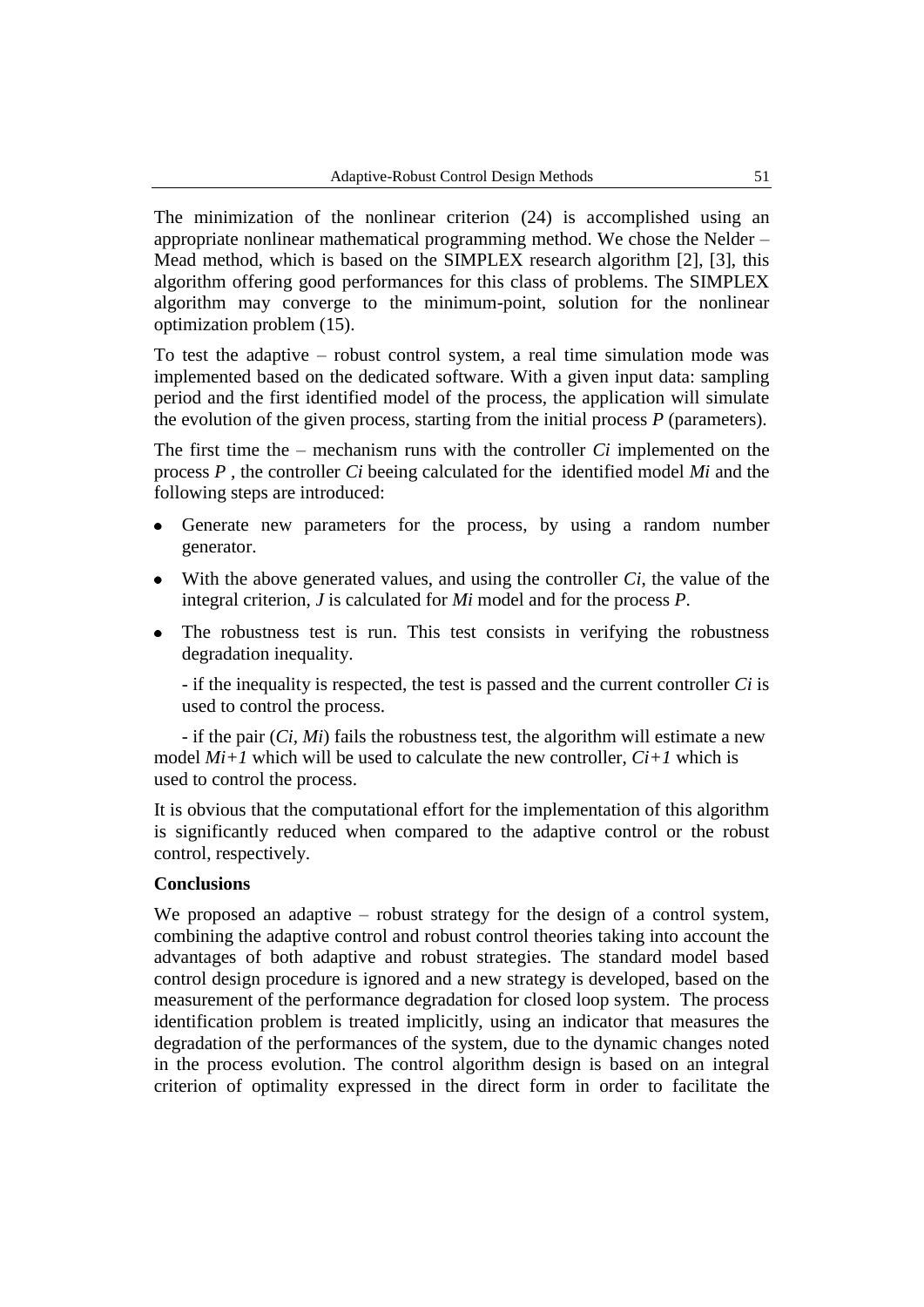The minimization of the nonlinear criterion (24) is accomplished using an appropriate nonlinear mathematical programming method. We chose the Nelder – Mead method, which is based on the SIMPLEX research algorithm [2], [3], this algorithm offering good performances for this class of problems. The SIMPLEX algorithm may converge to the minimum-point, solution for the nonlinear optimization problem (15).

To test the adaptive – robust control system, a real time simulation mode was implemented based on the dedicated software. With a given input data: sampling period and the first identified model of the process, the application will simulate the evolution of the given process, starting from the initial process *P* (parameters).

The first time the – mechanism runs with the controller *Ci* implemented on the process *P* , the controller *Ci* beeing calculated for the identified model *Mi* and the following steps are introduced:

- Generate new parameters for the process, by using a random number generator.
- With the above generated values, and using the controller *Ci*, the value of the integral criterion, *J* is calculated for *Mi* model and for the process *P*.
- The robustness test is run. This test consists in verifying the robustness degradation inequality.

  - if the inequality is respected, the test is passed and the current controller *Ci* is used to control the process.

  - if the pair (*Ci*, *Mi*) fails the robustness test, the algorithm will estimate a new model *Mi+1* which will be used to calculate the new controller, *Ci+1* which is used to control the process.

It is obvious that the computational effort for the implementation of this algorithm is significantly reduced when compared to the adaptive control or the robust control, respectively.

**Conclusions**

We proposed an adaptive – robust strategy for the design of a control system, combining the adaptive control and robust control theories taking into account the advantages of both adaptive and robust strategies. The standard model based control design procedure is ignored and a new strategy is developed, based on the measurement of the performance degradation for closed loop system. The process identification problem is treated implicitly, using an indicator that measures the degradation of the performances of the system, due to the dynamic changes noted in the process evolution. The control algorithm design is based on an integral criterion of optimality expressed in the direct form in order to facilitate the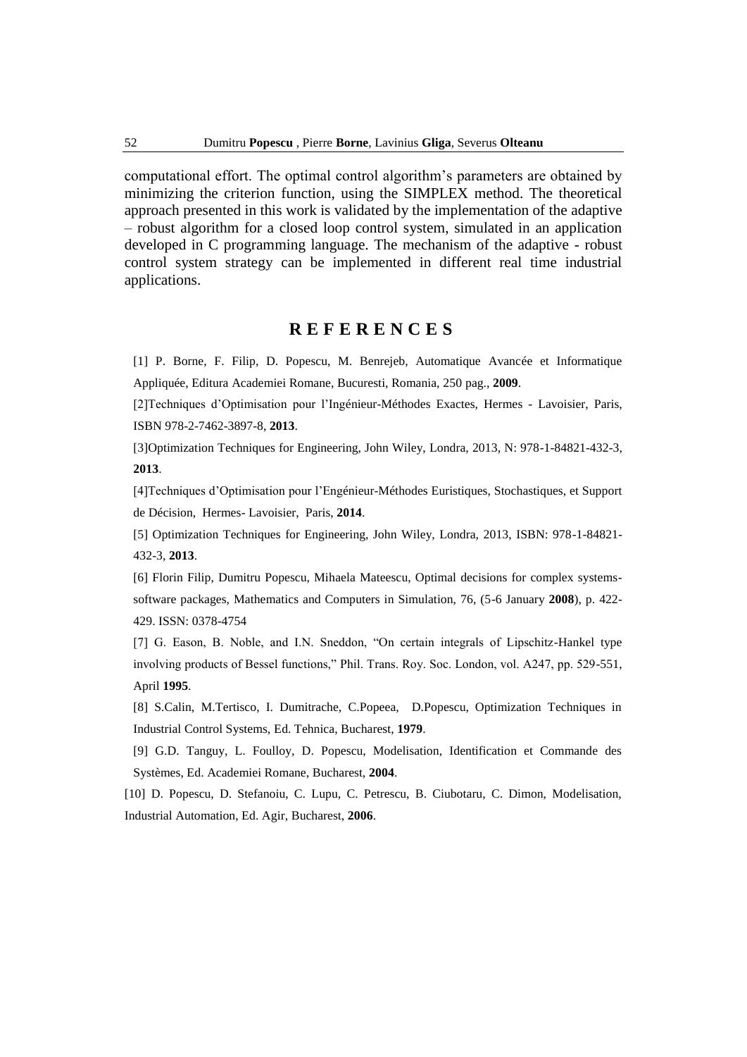computational effort. The optimal control algorithm's parameters are obtained by minimizing the criterion function, using the SIMPLEX method. The theoretical approach presented in this work is validated by the implementation of the adaptive – robust algorithm for a closed loop control system, simulated in an application developed in C programming language. The mechanism of the adaptive - robust control system strategy can be implemented in different real time industrial applications.

## R E F E R E N C E S

[1] P. Borne, F. Filip, D. Popescu, M. Benrejeb, Automatique Avancée et Informatique Appliquée, Editura Academiei Romane, Bucuresti, Romania, 250 pag., **2009**.

[2]Techniques d'Optimisation pour l'Ingénieur-Méthodes Exactes, Hermes - Lavoisier, Paris, ISBN 978-2-7462-3897-8, **2013**.

[3]Optimization Techniques for Engineering, John Wiley, Londra, 2013, N: 978-1-84821-432-3, **2013**.

[4]Techniques d'Optimisation pour l'Engénieur-Méthodes Euristiques, Stochastiques, et Support de Décision, Hermes- Lavoisier, Paris, **2014**.

[5] Optimization Techniques for Engineering, John Wiley, Londra, 2013, ISBN: 978-1-84821-432-3, **2013**.

[6] Florin Filip, Dumitru Popescu, Mihaela Mateescu, Optimal decisions for complex systems-software packages, Mathematics and Computers in Simulation, 76, (5-6 January **2008**), p. 422-429. ISSN: 0378-4754

[7] G. Eason, B. Noble, and I.N. Sneddon, "On certain integrals of Lipschitz-Hankel type involving products of Bessel functions," Phil. Trans. Roy. Soc. London, vol. A247, pp. 529-551, April **1995**.

[8] S.Calin, M.Tertisco, I. Dumitrache, C.Popeea, D.Popescu, Optimization Techniques in Industrial Control Systems, Ed. Tehnica, Bucharest, **1979**.

[9] G.D. Tanguy, L. Foulloy, D. Popescu, Modelisation, Identification et Commande des Systèmes, Ed. Academiei Romane, Bucharest, **2004**.

[10] D. Popescu, D. Stefanoiu, C. Lupu, C. Petrescu, B. Ciubotaru, C. Dimon, Modelisation, Industrial Automation, Ed. Agir, Bucharest, **2006**.